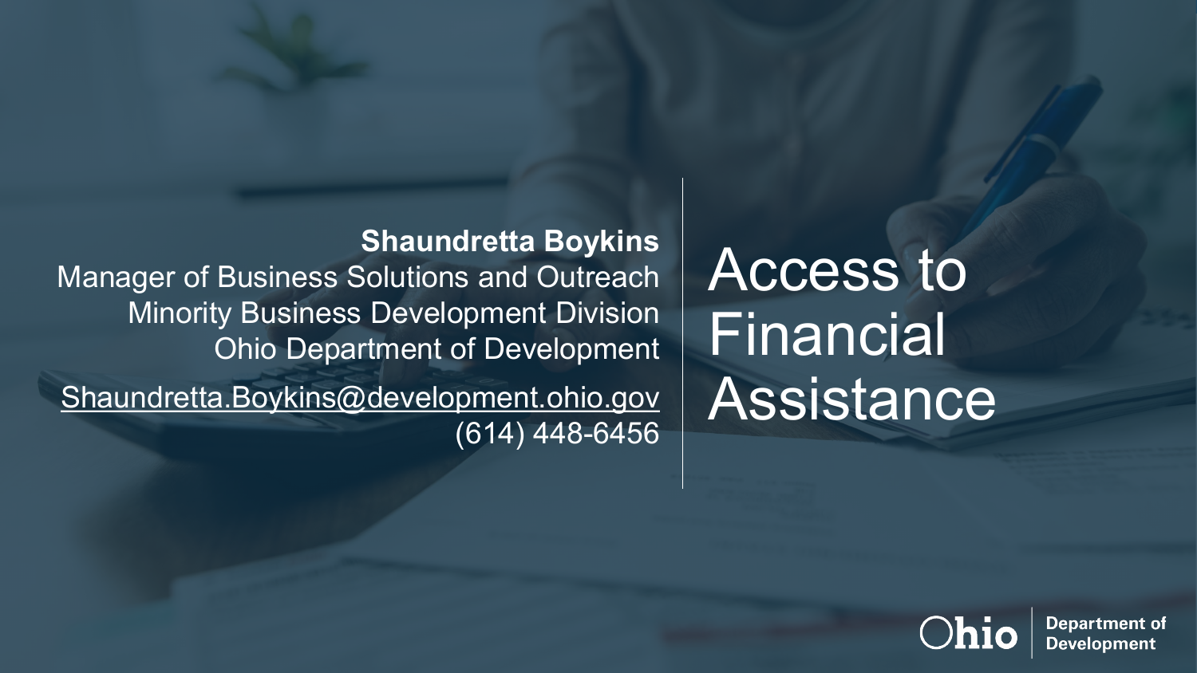# Access to Financial Assistance

**Shaundretta Boykins**
Manager of Business Solutions and Outreach
Minority Business Development Division
Ohio Department of Development

Shaundretta.Boykins@development.ohio.gov
(614) 448-6456

Ohio Department of Development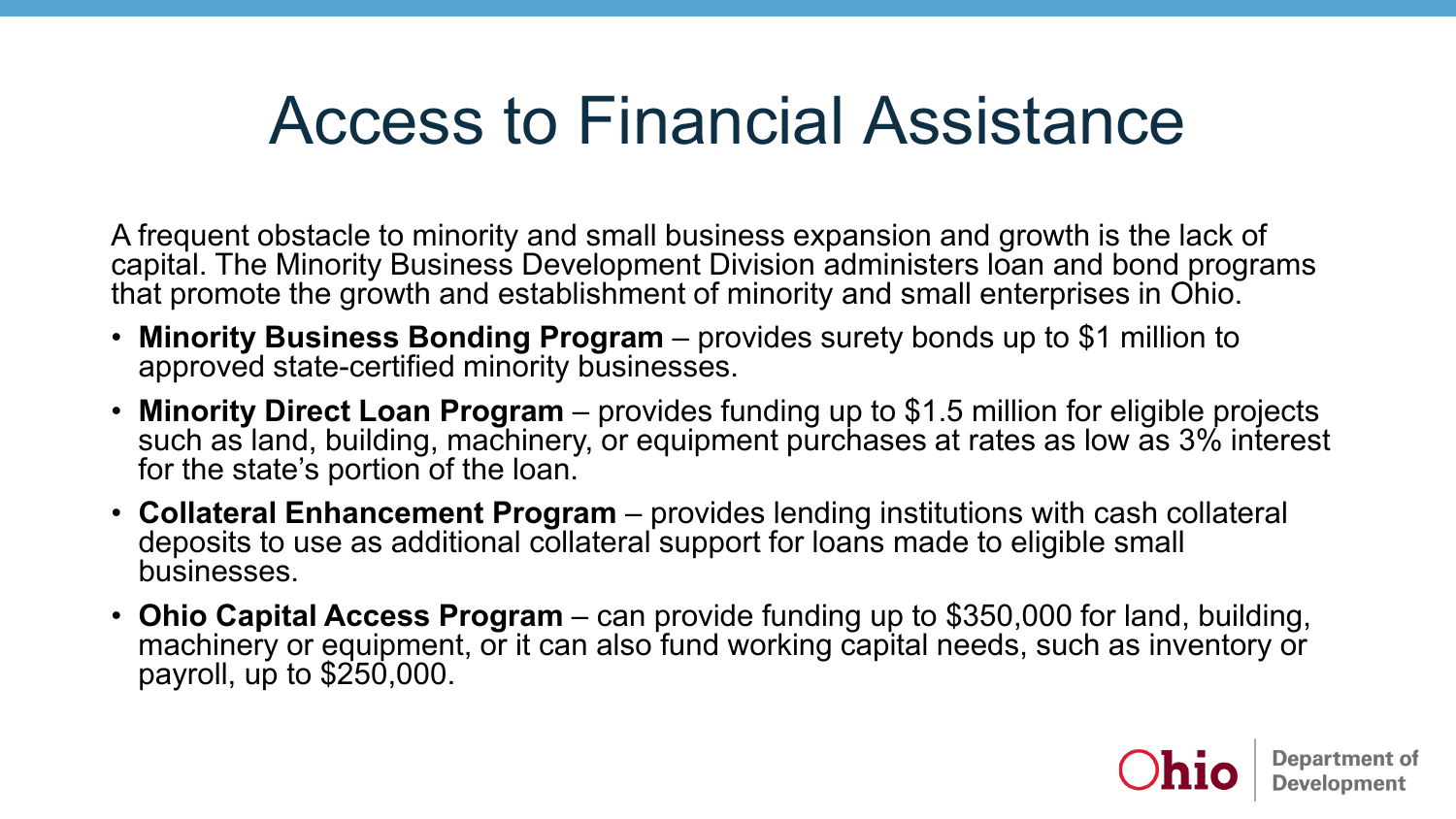# Access to Financial Assistance

A frequent obstacle to minority and small business expansion and growth is the lack of capital. The Minority Business Development Division administers loan and bond programs that promote the growth and establishment of minority and small enterprises in Ohio.

- **Minority Business Bonding Program** – provides surety bonds up to $1 million to approved state-certified minority businesses.
- **Minority Direct Loan Program** – provides funding up to $1.5 million for eligible projects such as land, building, machinery, or equipment purchases at rates as low as 3% interest for the state's portion of the loan.
- **Collateral Enhancement Program** – provides lending institutions with cash collateral deposits to use as additional collateral support for loans made to eligible small businesses.
- **Ohio Capital Access Program** – can provide funding up to $350,000 for land, building, machinery or equipment, or it can also fund working capital needs, such as inventory or payroll, up to $250,000.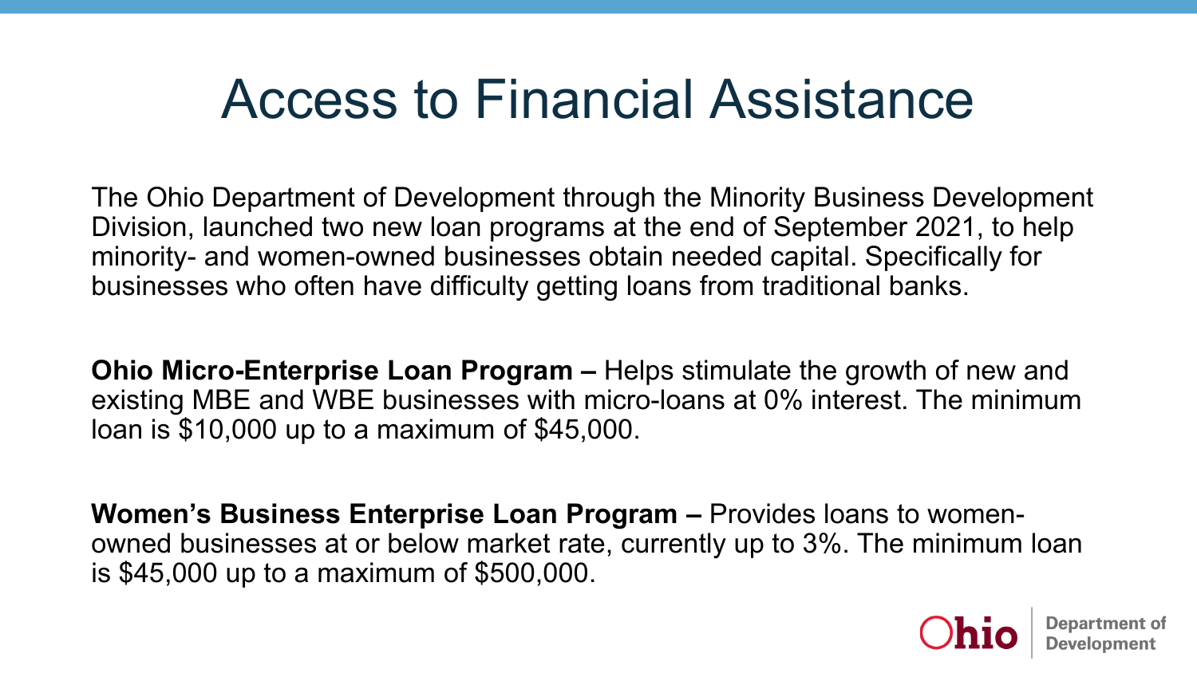# Access to Financial Assistance

The Ohio Department of Development through the Minority Business Development Division, launched two new loan programs at the end of September 2021, to help minority- and women-owned businesses obtain needed capital. Specifically for businesses who often have difficulty getting loans from traditional banks.

**Ohio Micro-Enterprise Loan Program –** Helps stimulate the growth of new and existing MBE and WBE businesses with micro-loans at 0% interest. The minimum loan is $10,000 up to a maximum of $45,000.

**Women's Business Enterprise Loan Program –** Provides loans to women-owned businesses at or below market rate, currently up to 3%. The minimum loan is $45,000 up to a maximum of $500,000.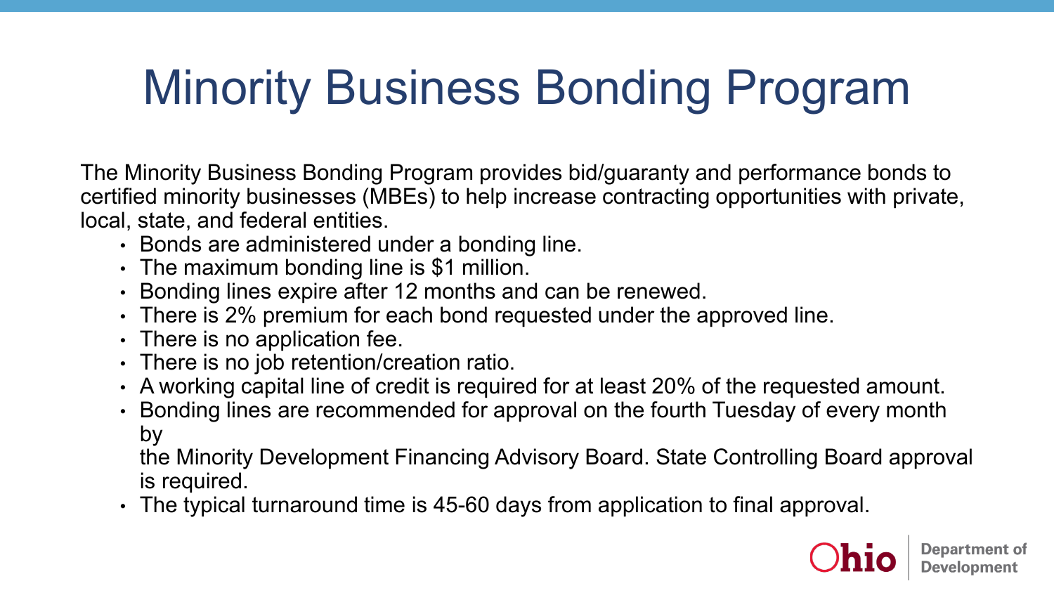# Minority Business Bonding Program

The Minority Business Bonding Program provides bid/guaranty and performance bonds to certified minority businesses (MBEs) to help increase contracting opportunities with private, local, state, and federal entities.

- Bonds are administered under a bonding line.
- The maximum bonding line is $1 million.
- Bonding lines expire after 12 months and can be renewed.
- There is 2% premium for each bond requested under the approved line.
- There is no application fee.
- There is no job retention/creation ratio.
- A working capital line of credit is required for at least 20% of the requested amount.
- Bonding lines are recommended for approval on the fourth Tuesday of every month by the Minority Development Financing Advisory Board. State Controlling Board approval is required.
- The typical turnaround time is 45-60 days from application to final approval.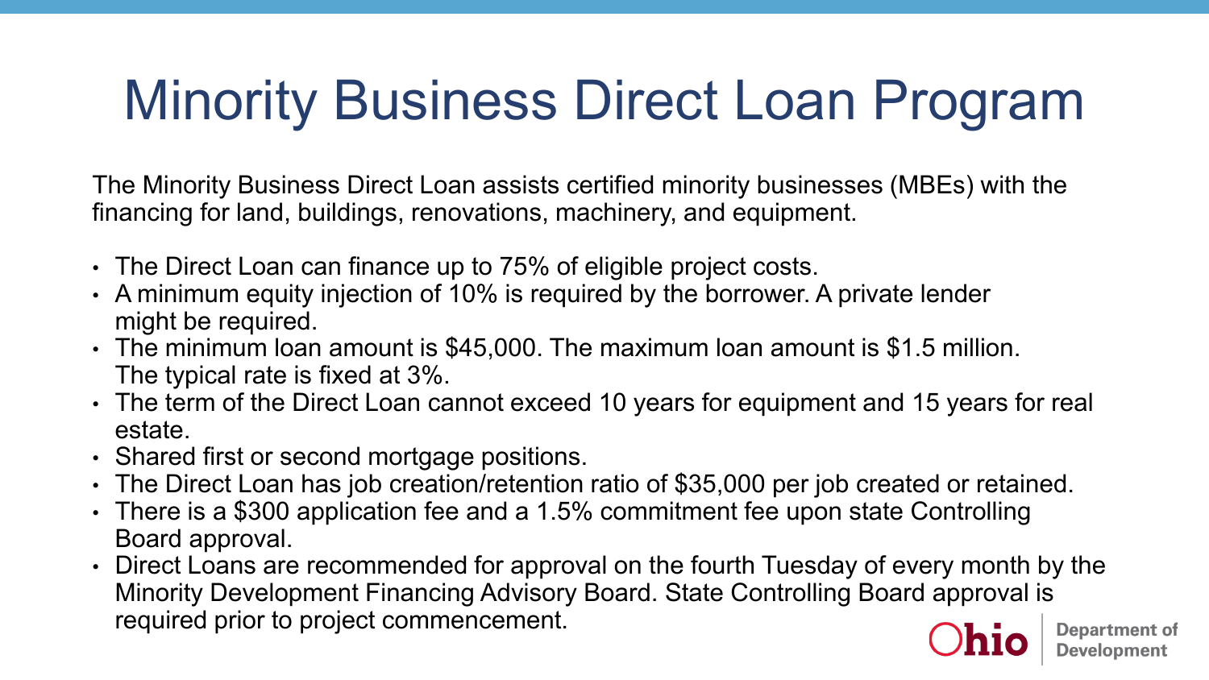# Minority Business Direct Loan Program

The Minority Business Direct Loan assists certified minority businesses (MBEs) with the financing for land, buildings, renovations, machinery, and equipment.

- The Direct Loan can finance up to 75% of eligible project costs.
- A minimum equity injection of 10% is required by the borrower. A private lender might be required.
- The minimum loan amount is $45,000. The maximum loan amount is $1.5 million. The typical rate is fixed at 3%.
- The term of the Direct Loan cannot exceed 10 years for equipment and 15 years for real estate.
- Shared first or second mortgage positions.
- The Direct Loan has job creation/retention ratio of $35,000 per job created or retained.
- There is a $300 application fee and a 1.5% commitment fee upon state Controlling Board approval.
- Direct Loans are recommended for approval on the fourth Tuesday of every month by the Minority Development Financing Advisory Board. State Controlling Board approval is required prior to project commencement.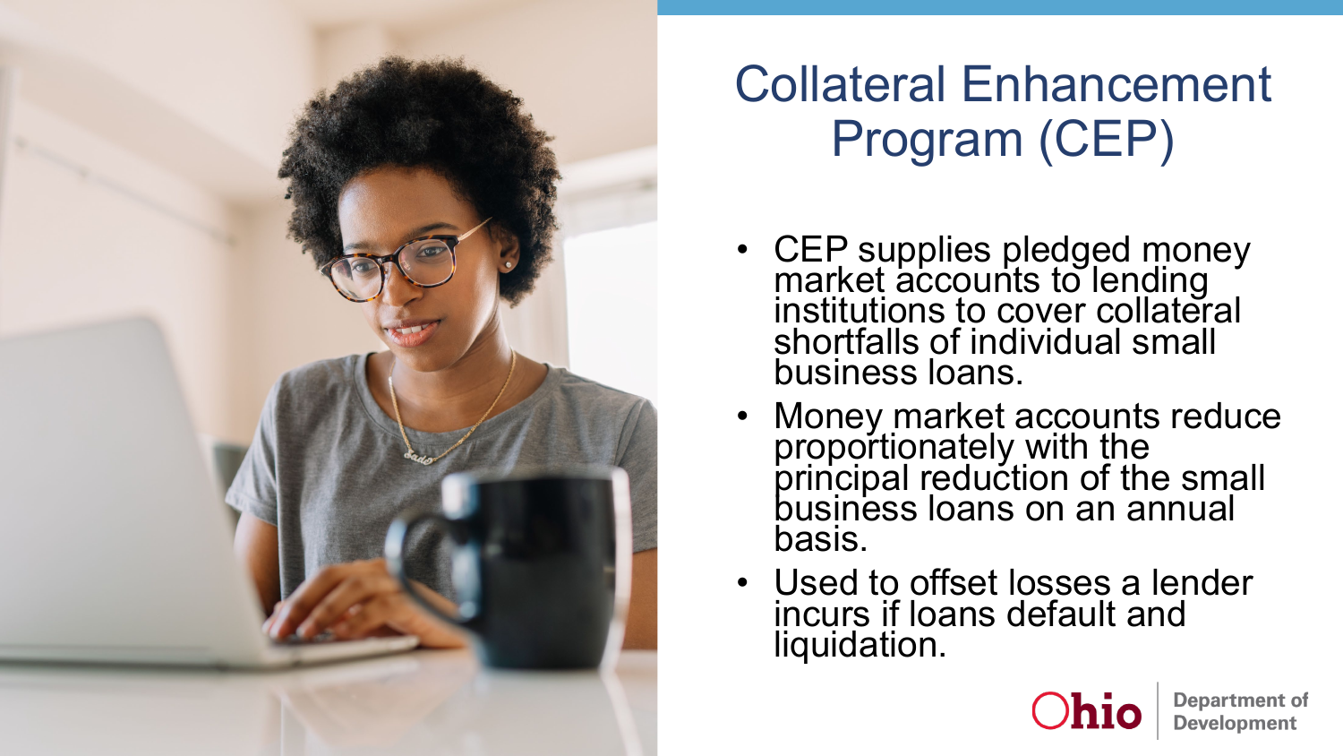# Collateral Enhancement Program (CEP)

- CEP supplies pledged money market accounts to lending institutions to cover collateral shortfalls of individual small business loans.
- Money market accounts reduce proportionately with the principal reduction of the small business loans on an annual basis.
- Used to offset losses a lender incurs if loans default and liquidation.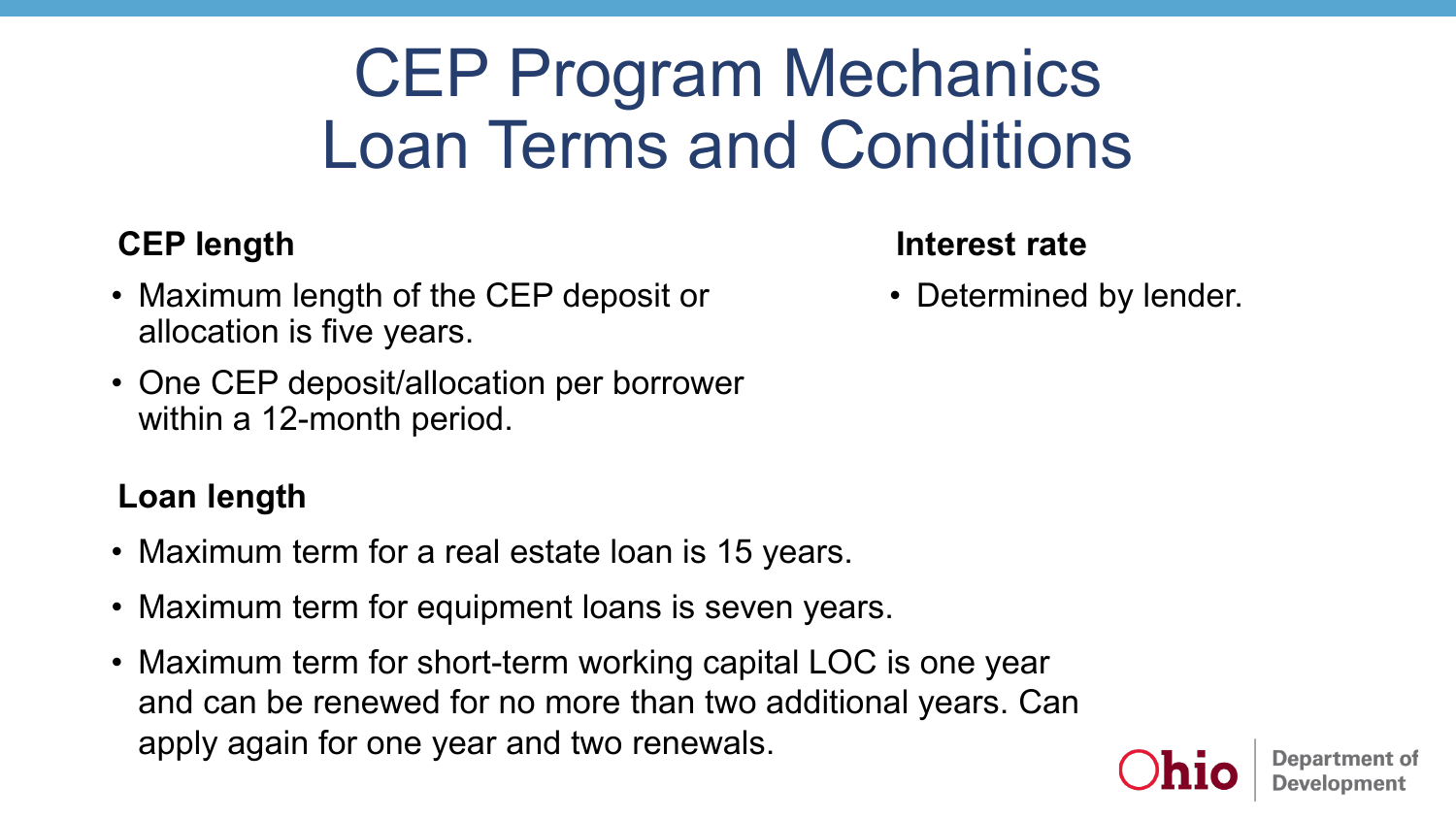# CEP Program Mechanics
# Loan Terms and Conditions

**CEP length**

- Maximum length of the CEP deposit or allocation is five years.
- One CEP deposit/allocation per borrower within a 12-month period.

**Interest rate**

- Determined by lender.

**Loan length**

- Maximum term for a real estate loan is 15 years.
- Maximum term for equipment loans is seven years.
- Maximum term for short-term working capital LOC is one year and can be renewed for no more than two additional years. Can apply again for one year and two renewals.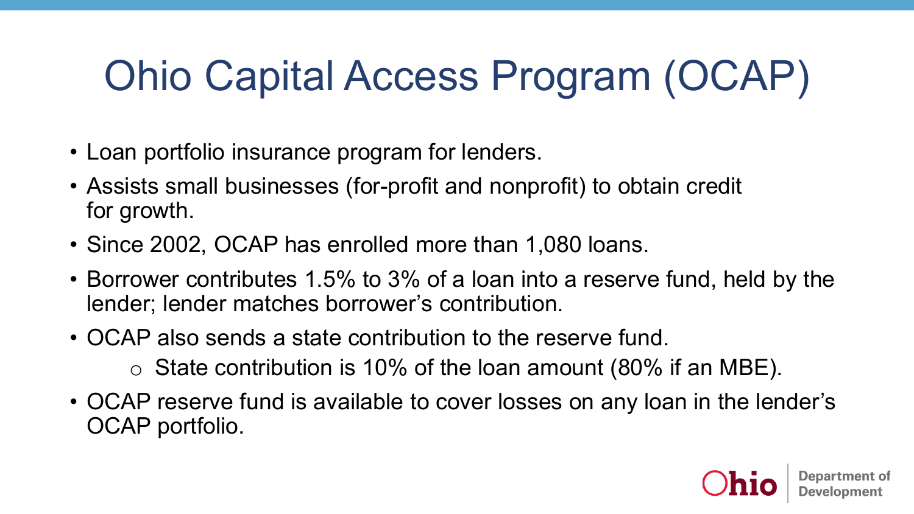# Ohio Capital Access Program (OCAP)

- Loan portfolio insurance program for lenders.
- Assists small businesses (for-profit and nonprofit) to obtain credit for growth.
- Since 2002, OCAP has enrolled more than 1,080 loans.
- Borrower contributes 1.5% to 3% of a loan into a reserve fund, held by the lender; lender matches borrower's contribution.
- OCAP also sends a state contribution to the reserve fund.
    - State contribution is 10% of the loan amount (80% if an MBE).
- OCAP reserve fund is available to cover losses on any loan in the lender's OCAP portfolio.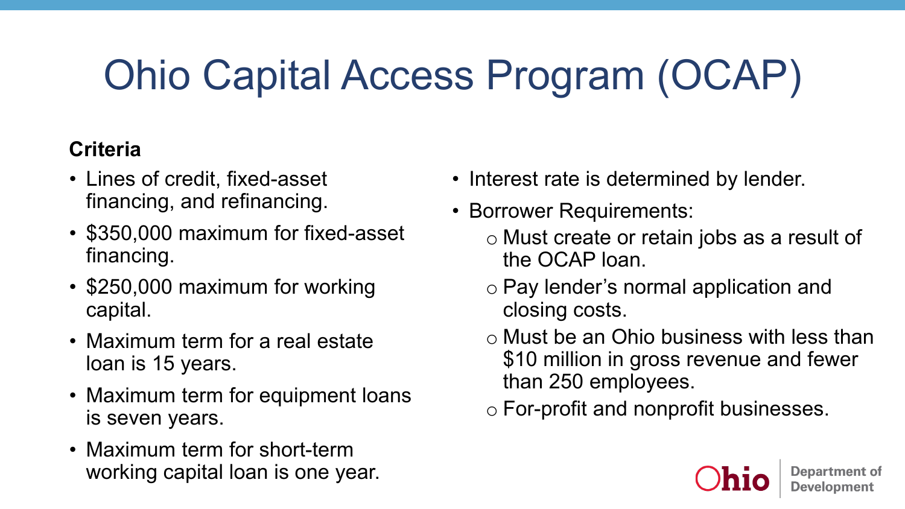# Ohio Capital Access Program (OCAP)

**Criteria**

- Lines of credit, fixed-asset financing, and refinancing.
- $350,000 maximum for fixed-asset financing.
- $250,000 maximum for working capital.
- Maximum term for a real estate loan is 15 years.
- Maximum term for equipment loans is seven years.
- Maximum term for short-term working capital loan is one year.
- Interest rate is determined by lender.
- Borrower Requirements:
  - Must create or retain jobs as a result of the OCAP loan.
  - Pay lender's normal application and closing costs.
  - Must be an Ohio business with less than $10 million in gross revenue and fewer than 250 employees.
  - For-profit and nonprofit businesses.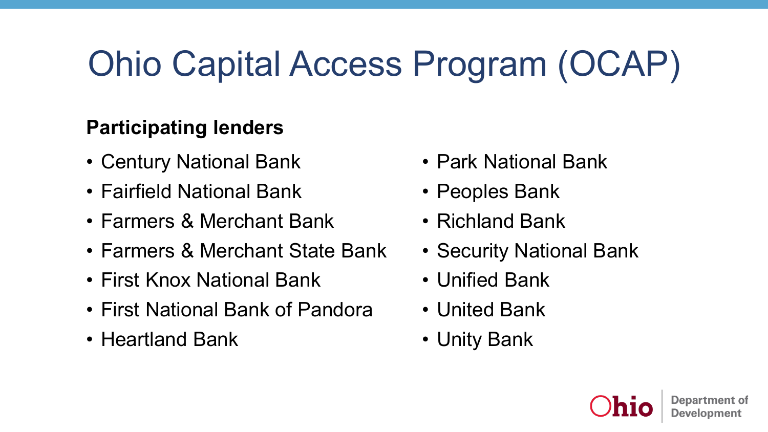# Ohio Capital Access Program (OCAP)

**Participating lenders**

- Century National Bank
- Fairfield National Bank
- Farmers & Merchant Bank
- Farmers & Merchant State Bank
- First Knox National Bank
- First National Bank of Pandora
- Heartland Bank
- Park National Bank
- Peoples Bank
- Richland Bank
- Security National Bank
- Unified Bank
- United Bank
- Unity Bank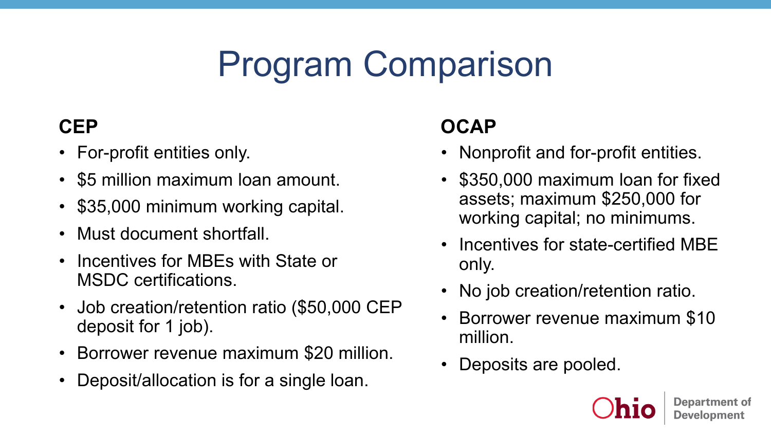# Program Comparison

## CEP

- For-profit entities only.
- $5 million maximum loan amount.
- $35,000 minimum working capital.
- Must document shortfall.
- Incentives for MBEs with State or MSDC certifications.
- Job creation/retention ratio ($50,000 CEP deposit for 1 job).
- Borrower revenue maximum $20 million.
- Deposit/allocation is for a single loan.

## OCAP

- Nonprofit and for-profit entities.
- $350,000 maximum loan for fixed assets; maximum $250,000 for working capital; no minimums.
- Incentives for state-certified MBE only.
- No job creation/retention ratio.
- Borrower revenue maximum $10 million.
- Deposits are pooled.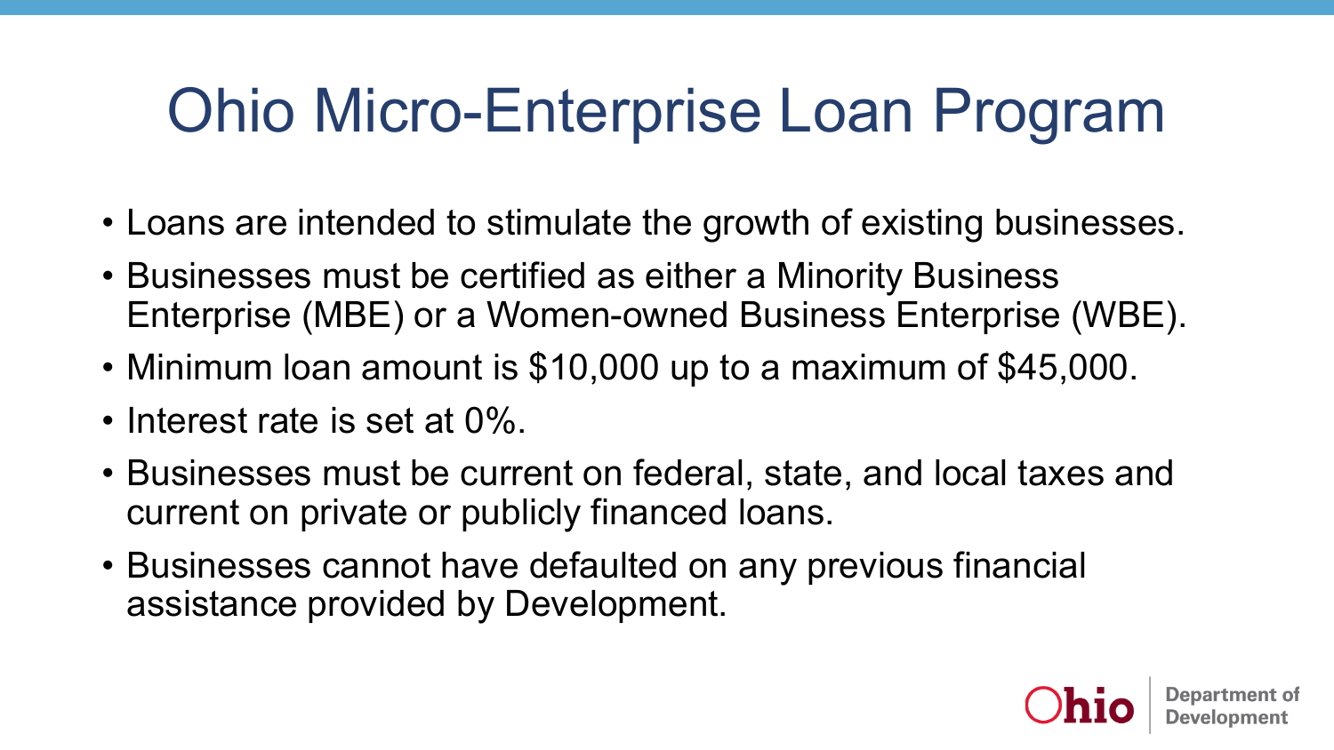# Ohio Micro-Enterprise Loan Program

- Loans are intended to stimulate the growth of existing businesses.
- Businesses must be certified as either a Minority Business Enterprise (MBE) or a Women-owned Business Enterprise (WBE).
- Minimum loan amount is $10,000 up to a maximum of $45,000.
- Interest rate is set at 0%.
- Businesses must be current on federal, state, and local taxes and current on private or publicly financed loans.
- Businesses cannot have defaulted on any previous financial assistance provided by Development.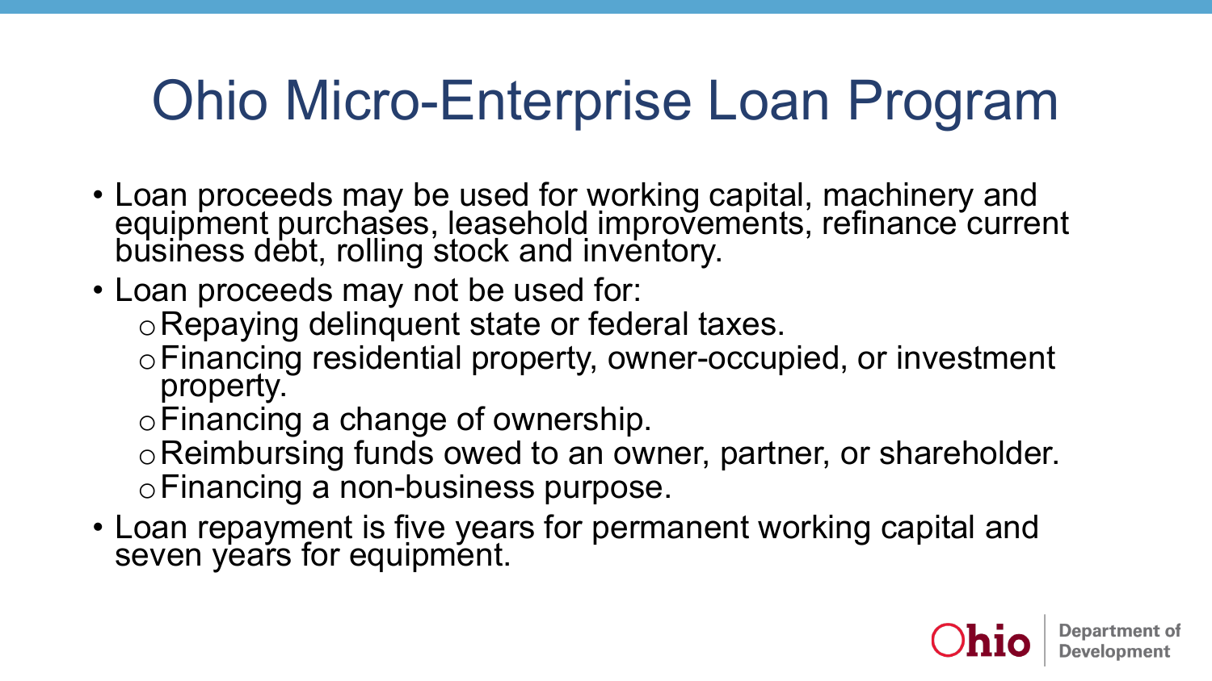# Ohio Micro-Enterprise Loan Program

- Loan proceeds may be used for working capital, machinery and equipment purchases, leasehold improvements, refinance current business debt, rolling stock and inventory.
- Loan proceeds may not be used for:
  - Repaying delinquent state or federal taxes.
  - Financing residential property, owner-occupied, or investment property.
  - Financing a change of ownership.
  - Reimbursing funds owed to an owner, partner, or shareholder.
  - Financing a non-business purpose.
- Loan repayment is five years for permanent working capital and seven years for equipment.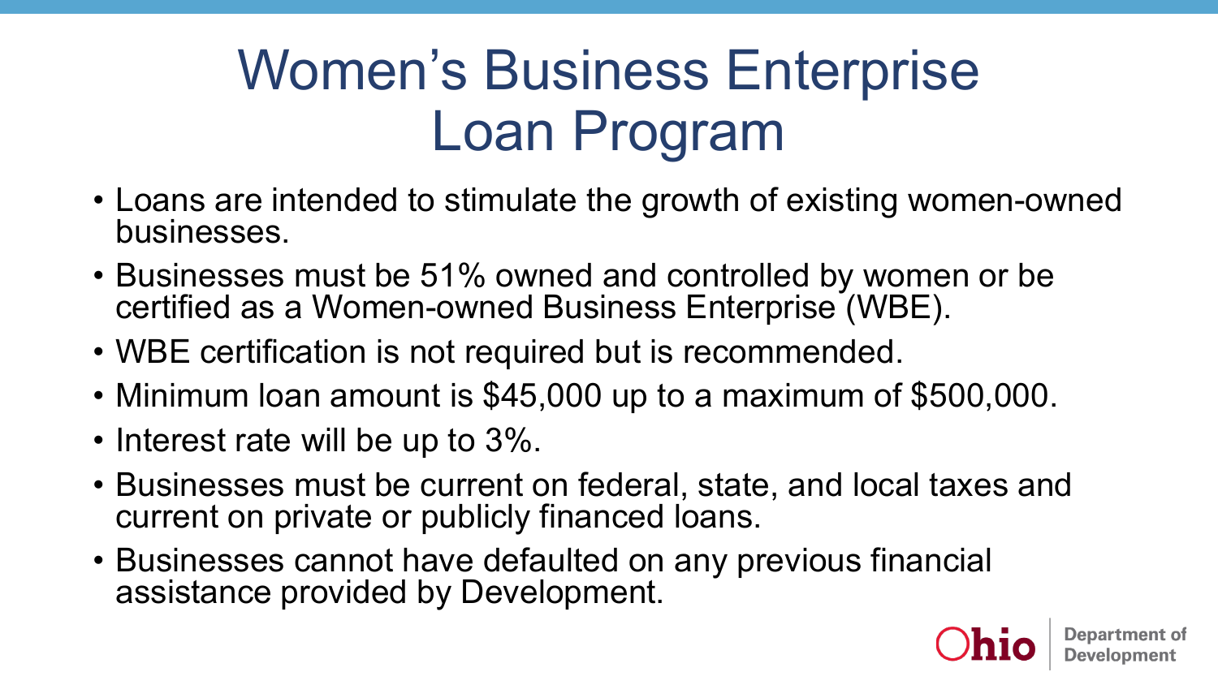# Women's Business Enterprise Loan Program

- Loans are intended to stimulate the growth of existing women-owned businesses.
- Businesses must be 51% owned and controlled by women or be certified as a Women-owned Business Enterprise (WBE).
- WBE certification is not required but is recommended.
- Minimum loan amount is $45,000 up to a maximum of $500,000.
- Interest rate will be up to 3%.
- Businesses must be current on federal, state, and local taxes and current on private or publicly financed loans.
- Businesses cannot have defaulted on any previous financial assistance provided by Development.

Ohio | Department of Development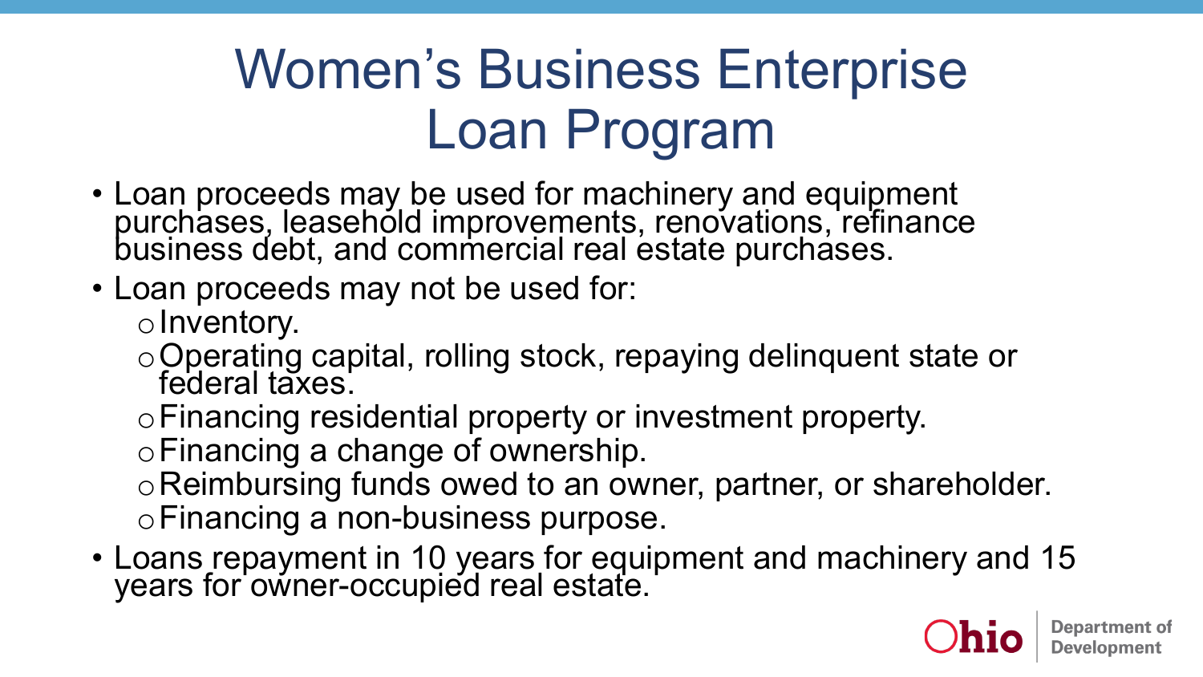# Women's Business Enterprise Loan Program

- Loan proceeds may be used for machinery and equipment purchases, leasehold improvements, renovations, refinance business debt, and commercial real estate purchases.
- Loan proceeds may not be used for:
  - Inventory.
  - Operating capital, rolling stock, repaying delinquent state or federal taxes.
  - Financing residential property or investment property.
  - Financing a change of ownership.
  - Reimbursing funds owed to an owner, partner, or shareholder.
  - Financing a non-business purpose.
- Loans repayment in 10 years for equipment and machinery and 15 years for owner-occupied real estate.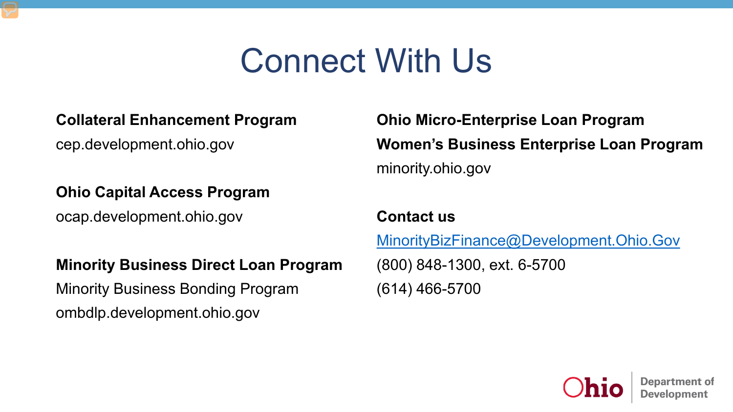# Connect With Us

**Collateral Enhancement Program**

cep.development.ohio.gov

**Ohio Capital Access Program**

ocap.development.ohio.gov

**Minority Business Direct Loan Program**

Minority Business Bonding Program

ombdlp.development.ohio.gov

**Ohio Micro-Enterprise Loan Program**

**Women's Business Enterprise Loan Program**

minority.ohio.gov

**Contact us**

MinorityBizFinance@Development.Ohio.Gov

(800) 848-1300, ext. 6-5700

(614) 466-5700

Ohio | Department of Development